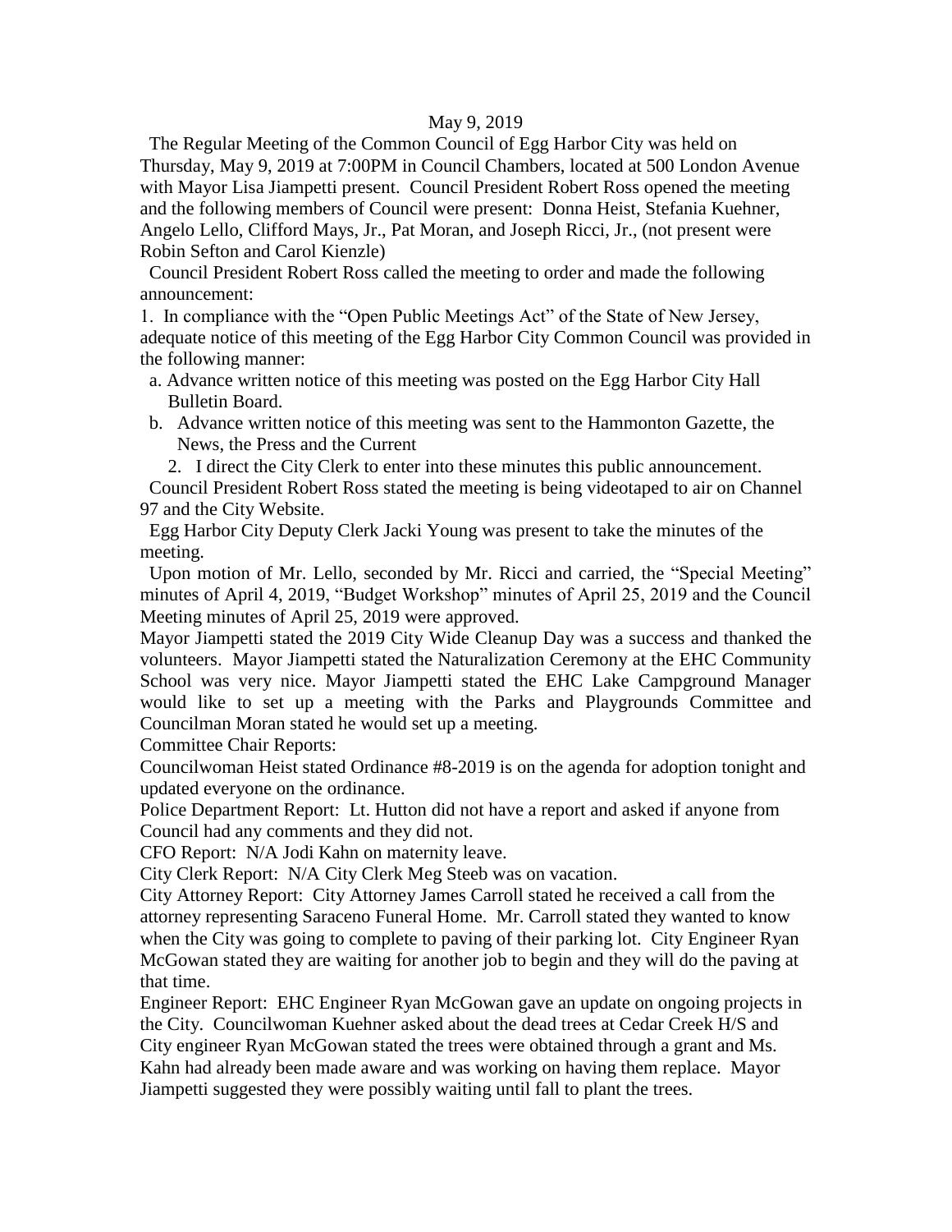May 9, 2019

The Regular Meeting of the Common Council of Egg Harbor City was held on Thursday, May 9, 2019 at 7:00PM in Council Chambers, located at 500 London Avenue with Mayor Lisa Jiampetti present. Council President Robert Ross opened the meeting and the following members of Council were present: Donna Heist, Stefania Kuehner, Angelo Lello, Clifford Mays, Jr., Pat Moran, and Joseph Ricci, Jr., (not present were Robin Sefton and Carol Kienzle)

Council President Robert Ross called the meeting to order and made the following announcement:

1. In compliance with the "Open Public Meetings Act" of the State of New Jersey, adequate notice of this meeting of the Egg Harbor City Common Council was provided in the following manner:
   a. Advance written notice of this meeting was posted on the Egg Harbor City Hall Bulletin Board.
   b. Advance written notice of this meeting was sent to the Hammonton Gazette, the News, the Press and the Current
2. I direct the City Clerk to enter into these minutes this public announcement.

Council President Robert Ross stated the meeting is being videotaped to air on Channel 97 and the City Website.

Egg Harbor City Deputy Clerk Jacki Young was present to take the minutes of the meeting.

Upon motion of Mr. Lello, seconded by Mr. Ricci and carried, the "Special Meeting" minutes of April 4, 2019, "Budget Workshop" minutes of April 25, 2019 and the Council Meeting minutes of April 25, 2019 were approved.

Mayor Jiampetti stated the 2019 City Wide Cleanup Day was a success and thanked the volunteers. Mayor Jiampetti stated the Naturalization Ceremony at the EHC Community School was very nice. Mayor Jiampetti stated the EHC Lake Campground Manager would like to set up a meeting with the Parks and Playgrounds Committee and Councilman Moran stated he would set up a meeting.

Committee Chair Reports:

Councilwoman Heist stated Ordinance #8-2019 is on the agenda for adoption tonight and updated everyone on the ordinance.

Police Department Report: Lt. Hutton did not have a report and asked if anyone from Council had any comments and they did not.

CFO Report: N/A Jodi Kahn on maternity leave.

City Clerk Report: N/A City Clerk Meg Steeb was on vacation.

City Attorney Report: City Attorney James Carroll stated he received a call from the attorney representing Saraceno Funeral Home. Mr. Carroll stated they wanted to know when the City was going to complete to paving of their parking lot. City Engineer Ryan McGowan stated they are waiting for another job to begin and they will do the paving at that time.

Engineer Report: EHC Engineer Ryan McGowan gave an update on ongoing projects in the City. Councilwoman Kuehner asked about the dead trees at Cedar Creek H/S and City engineer Ryan McGowan stated the trees were obtained through a grant and Ms. Kahn had already been made aware and was working on having them replace. Mayor Jiampetti suggested they were possibly waiting until fall to plant the trees.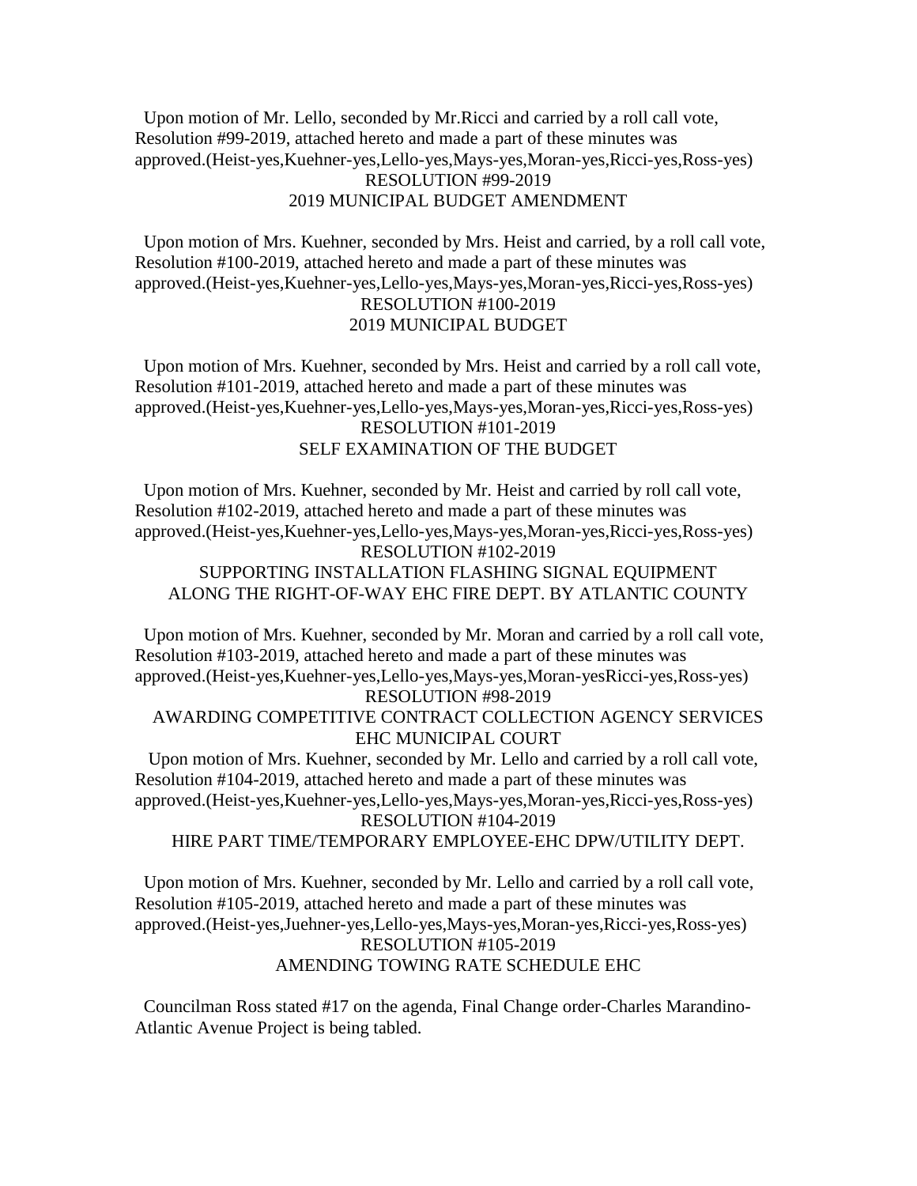Upon motion of Mr. Lello, seconded by Mr.Ricci and carried by a roll call vote, Resolution #99-2019, attached hereto and made a part of these minutes was approved.(Heist-yes,Kuehner-yes,Lello-yes,Mays-yes,Moran-yes,Ricci-yes,Ross-yes)

RESOLUTION #99-2019
2019 MUNICIPAL BUDGET AMENDMENT

Upon motion of Mrs. Kuehner, seconded by Mrs. Heist and carried, by a roll call vote, Resolution #100-2019, attached hereto and made a part of these minutes was approved.(Heist-yes,Kuehner-yes,Lello-yes,Mays-yes,Moran-yes,Ricci-yes,Ross-yes)

RESOLUTION #100-2019
2019 MUNICIPAL BUDGET

Upon motion of Mrs. Kuehner, seconded by Mrs. Heist and carried by a roll call vote, Resolution #101-2019, attached hereto and made a part of these minutes was approved.(Heist-yes,Kuehner-yes,Lello-yes,Mays-yes,Moran-yes,Ricci-yes,Ross-yes)

RESOLUTION #101-2019
SELF EXAMINATION OF THE BUDGET

Upon motion of Mrs. Kuehner, seconded by Mr. Heist and carried by roll call vote, Resolution #102-2019, attached hereto and made a part of these minutes was approved.(Heist-yes,Kuehner-yes,Lello-yes,Mays-yes,Moran-yes,Ricci-yes,Ross-yes)

RESOLUTION #102-2019
SUPPORTING INSTALLATION FLASHING SIGNAL EQUIPMENT ALONG THE RIGHT-OF-WAY EHC FIRE DEPT. BY ATLANTIC COUNTY

Upon motion of Mrs. Kuehner, seconded by Mr. Moran and carried by a roll call vote, Resolution #103-2019, attached hereto and made a part of these minutes was approved.(Heist-yes,Kuehner-yes,Lello-yes,Mays-yes,Moran-yesRicci-yes,Ross-yes)

RESOLUTION #98-2019
AWARDING COMPETITIVE CONTRACT COLLECTION AGENCY SERVICES EHC MUNICIPAL COURT

Upon motion of Mrs. Kuehner, seconded by Mr. Lello and carried by a roll call vote, Resolution #104-2019, attached hereto and made a part of these minutes was approved.(Heist-yes,Kuehner-yes,Lello-yes,Mays-yes,Moran-yes,Ricci-yes,Ross-yes)

RESOLUTION #104-2019
HIRE PART TIME/TEMPORARY EMPLOYEE-EHC DPW/UTILITY DEPT.

Upon motion of Mrs. Kuehner, seconded by Mr. Lello and carried by a roll call vote, Resolution #105-2019, attached hereto and made a part of these minutes was approved.(Heist-yes,Juehner-yes,Lello-yes,Mays-yes,Moran-yes,Ricci-yes,Ross-yes)

RESOLUTION #105-2019
AMENDING TOWING RATE SCHEDULE EHC

Councilman Ross stated #17 on the agenda, Final Change order-Charles Marandino-Atlantic Avenue Project is being tabled.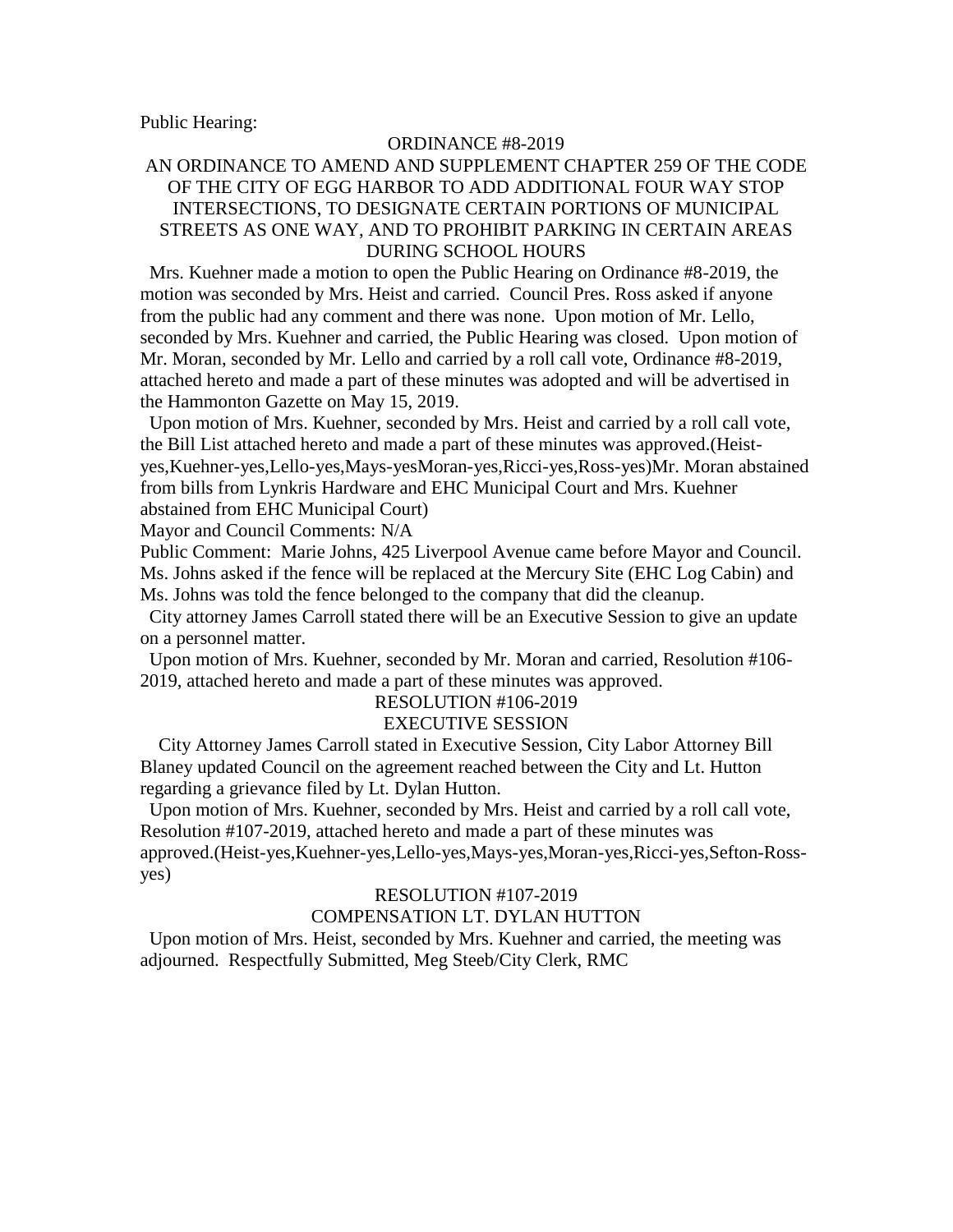Public Hearing:

ORDINANCE #8-2019

AN ORDINANCE TO AMEND AND SUPPLEMENT CHAPTER 259 OF THE CODE OF THE CITY OF EGG HARBOR TO ADD ADDITIONAL FOUR WAY STOP INTERSECTIONS, TO DESIGNATE CERTAIN PORTIONS OF MUNICIPAL STREETS AS ONE WAY, AND TO PROHIBIT PARKING IN CERTAIN AREAS DURING SCHOOL HOURS

Mrs. Kuehner made a motion to open the Public Hearing on Ordinance #8-2019, the motion was seconded by Mrs. Heist and carried. Council Pres. Ross asked if anyone from the public had any comment and there was none. Upon motion of Mr. Lello, seconded by Mrs. Kuehner and carried, the Public Hearing was closed. Upon motion of Mr. Moran, seconded by Mr. Lello and carried by a roll call vote, Ordinance #8-2019, attached hereto and made a part of these minutes was adopted and will be advertised in the Hammonton Gazette on May 15, 2019.

Upon motion of Mrs. Kuehner, seconded by Mrs. Heist and carried by a roll call vote, the Bill List attached hereto and made a part of these minutes was approved.(Heist-yes,Kuehner-yes,Lello-yes,Mays-yesMoran-yes,Ricci-yes,Ross-yes)Mr. Moran abstained from bills from Lynkris Hardware and EHC Municipal Court and Mrs. Kuehner abstained from EHC Municipal Court)

Mayor and Council Comments: N/A

Public Comment: Marie Johns, 425 Liverpool Avenue came before Mayor and Council. Ms. Johns asked if the fence will be replaced at the Mercury Site (EHC Log Cabin) and Ms. Johns was told the fence belonged to the company that did the cleanup.

City attorney James Carroll stated there will be an Executive Session to give an update on a personnel matter.

Upon motion of Mrs. Kuehner, seconded by Mr. Moran and carried, Resolution #106-2019, attached hereto and made a part of these minutes was approved.

RESOLUTION #106-2019

EXECUTIVE SESSION

City Attorney James Carroll stated in Executive Session, City Labor Attorney Bill Blaney updated Council on the agreement reached between the City and Lt. Hutton regarding a grievance filed by Lt. Dylan Hutton.

Upon motion of Mrs. Kuehner, seconded by Mrs. Heist and carried by a roll call vote, Resolution #107-2019, attached hereto and made a part of these minutes was approved.(Heist-yes,Kuehner-yes,Lello-yes,Mays-yes,Moran-yes,Ricci-yes,Sefton-Ross-yes)

RESOLUTION #107-2019

COMPENSATION LT. DYLAN HUTTON

Upon motion of Mrs. Heist, seconded by Mrs. Kuehner and carried, the meeting was adjourned. Respectfully Submitted, Meg Steeb/City Clerk, RMC